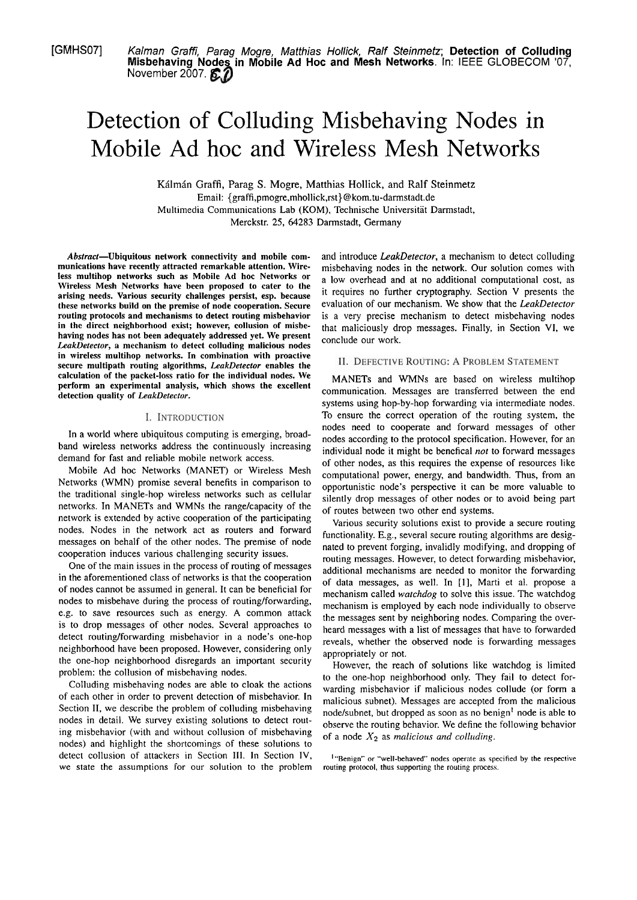[GMHS07] *Kalman Graffi, Parag Mogre, Matthias Hollick, Ralf Steinmetz*; **Detection of Colluding Misbehaving Nodes in Mobile Ad Hoc and Mesh Networks**. In: IEEE GLOBECOM '07, November 2007.

# Detection of Colluding Misbehaving Nodes in Mobile Ad hoc and Wireless Mesh Networks

Kálmán Graffi, Parag S. Mogre, Matthias Hollick, and Ralf Steinmetz
Email: {graffi,pmogre,mhollick,rst}@kom.tu-darmstadt.de
Multimedia Communications Lab (KOM), Technische Universität Darmstadt,
Merckstr. 25, 64283 Darmstadt, Germany

***Abstract*—Ubiquitous network connectivity and mobile communications have recently attracted remarkable attention. Wireless multihop networks such as Mobile Ad hoc Networks or Wireless Mesh Networks have been proposed to cater to the arising needs. Various security challenges persist, esp. because these networks build on the premise of node cooperation. Secure routing protocols and mechanisms to detect routing misbehavior in the direct neighborhood exist; however, collusion of misbehaving nodes has not been adequately addressed yet. We present *LeakDetector*, a mechanism to detect colluding malicious nodes in wireless multihop networks. In combination with proactive secure multipath routing algorithms, *LeakDetector* enables the calculation of the packet-loss ratio for the individual nodes. We perform an experimental analysis, which shows the excellent detection quality of *LeakDetector*.**

## I. Introduction

In a world where ubiquitous computing is emerging, broadband wireless networks address the continuously increasing demand for fast and reliable mobile network access.

Mobile Ad hoc Networks (MANET) or Wireless Mesh Networks (WMN) promise several benefits in comparison to the traditional single-hop wireless networks such as cellular networks. In MANETs and WMNs the range/capacity of the network is extended by active cooperation of the participating nodes. Nodes in the network act as routers and forward messages on behalf of the other nodes. The premise of node cooperation induces various challenging security issues.

One of the main issues in the process of routing of messages in the aforementioned class of networks is that the cooperation of nodes cannot be assumed in general. It can be beneficial for nodes to misbehave during the process of routing/forwarding, e.g. to save resources such as energy. A common attack is to drop messages of other nodes. Several approaches to detect routing/forwarding misbehavior in a node's one-hop neighborhood have been proposed. However, considering only the one-hop neighborhood disregards an important security problem: the collusion of misbehaving nodes.

Colluding misbehaving nodes are able to cloak the actions of each other in order to prevent detection of misbehavior. In Section II, we describe the problem of colluding misbehaving nodes in detail. We survey existing solutions to detect routing misbehavior (with and without collusion of misbehaving nodes) and highlight the shortcomings of these solutions to detect collusion of attackers in Section III. In Section IV, we state the assumptions for our solution to the problem and introduce *LeakDetector*, a mechanism to detect colluding misbehaving nodes in the network. Our solution comes with a low overhead and at no additional computational cost, as it requires no further cryptography. Section V presents the evaluation of our mechanism. We show that the *LeakDetector* is a very precise mechanism to detect misbehaving nodes that maliciously drop messages. Finally, in Section VI, we conclude our work.

## II. Defective Routing: A Problem Statement

MANETs and WMNs are based on wireless multihop communication. Messages are transferred between the end systems using hop-by-hop forwarding via intermediate nodes. To ensure the correct operation of the routing system, the nodes need to cooperate and forward messages of other nodes according to the protocol specification. However, for an individual node it might be benefical *not* to forward messages of other nodes, as this requires the expense of resources like computational power, energy, and bandwidth. Thus, from an opportunistic node's perspective it can be more valuable to silently drop messages of other nodes or to avoid being part of routes between two other end systems.

Various security solutions exist to provide a secure routing functionality. E.g., several secure routing algorithms are designated to prevent forging, invalidly modifying, and dropping of routing messages. However, to detect forwarding misbehavior, additional mechanisms are needed to monitor the forwarding of data messages, as well. In [1], Marti et al. propose a mechanism called *watchdog* to solve this issue. The watchdog mechanism is employed by each node individually to observe the messages sent by neighboring nodes. Comparing the overheard messages with a list of messages that have to forwarded reveals, whether the observed node is forwarding messages appropriately or not.

However, the reach of solutions like watchdog is limited to the one-hop neighborhood only. They fail to detect forwarding misbehavior if malicious nodes collude (or form a malicious subnet). Messages are accepted from the malicious node/subnet, but dropped as soon as no benign[1] node is able to observe the routing behavior. We define the following behavior of a node $X_2$ as *malicious and colluding*.

[1] "Benign" or "well-behaved" nodes operate as specified by the respective routing protocol, thus supporting the routing process.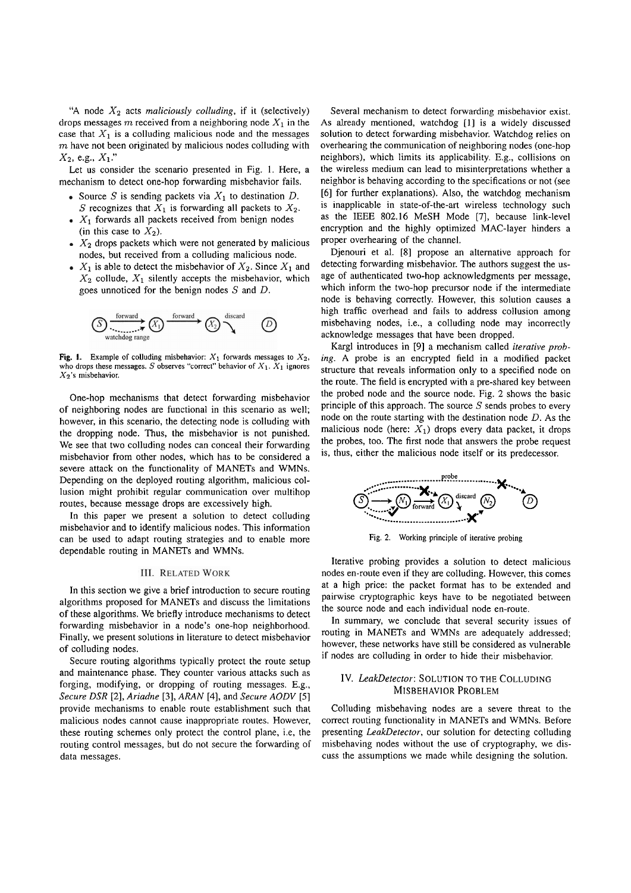"A node $X_2$ acts *maliciously colluding*, if it (selectively) drops messages $m$ received from a neighboring node $X_1$ in the case that $X_1$ is a colluding malicious node and the messages $m$ have not been originated by malicious nodes colluding with $X_2$, e.g., $X_1$."

Let us consider the scenario presented in Fig. 1. Here, a mechanism to detect one-hop forwarding misbehavior fails.

- Source $S$ is sending packets via $X_1$ to destination $D$. $S$ recognizes that $X_1$ is forwarding all packets to $X_2$.
- $X_1$ forwards all packets received from benign nodes (in this case to $X_2$).
- $X_2$ drops packets which were not generated by malicious nodes, but received from a colluding malicious node.
- $X_1$ is able to detect the misbehavior of $X_2$. Since $X_1$ and $X_2$ collude, $X_1$ silently accepts the misbehavior, which goes unnoticed for the benign nodes $S$ and $D$.

Fig. 1. Example of colluding misbehavior: $X_1$ forwards messages to $X_2$, who drops these messages. $S$ observes "correct" behavior of $X_1$. $X_1$ ignores $X_2$'s misbehavior.

One-hop mechanisms that detect forwarding misbehavior of neighboring nodes are functional in this scenario as well; however, in this scenario, the detecting node is colluding with the dropping node. Thus, the misbehavior is not punished. We see that two colluding nodes can conceal their forwarding misbehavior from other nodes, which has to be considered a severe attack on the functionality of MANETs and WMNs. Depending on the deployed routing algorithm, malicious collusion might prohibit regular communication over multihop routes, because message drops are excessively high.

In this paper we present a solution to detect colluding misbehavior and to identify malicious nodes. This information can be used to adapt routing strategies and to enable more dependable routing in MANETs and WMNs.

## III. Related Work

In this section we give a brief introduction to secure routing algorithms proposed for MANETs and discuss the limitations of these algorithms. We briefly introduce mechanisms to detect forwarding misbehavior in a node's one-hop neighborhood. Finally, we present solutions in literature to detect misbehavior of colluding nodes.

Secure routing algorithms typically protect the route setup and maintenance phase. They counter various attacks such as forging, modifying, or dropping of routing messages. E.g., *Secure DSR* [2], *Ariadne* [3], *ARAN* [4], and *Secure AODV* [5] provide mechanisms to enable route establishment such that malicious nodes cannot cause inappropriate routes. However, these routing schemes only protect the control plane, i.e, the routing control messages, but do not secure the forwarding of data messages.

Several mechanism to detect forwarding misbehavior exist. As already mentioned, watchdog [1] is a widely discussed solution to detect forwarding misbehavior. Watchdog relies on overhearing the communication of neighboring nodes (one-hop neighbors), which limits its applicability. E.g., collisions on the wireless medium can lead to misinterpretations whether a neighbor is behaving according to the specifications or not (see [6] for further explanations). Also, the watchdog mechanism is inapplicable in state-of-the-art wireless technology such as the IEEE 802.16 MeSH Mode [7], because link-level encryption and the highly optimized MAC-layer hinders a proper overhearing of the channel.

Djenouri et al. [8] propose an alternative approach for detecting forwarding misbehavior. The authors suggest the usage of authenticated two-hop acknowledgments per message, which inform the two-hop precursor node if the intermediate node is behaving correctly. However, this solution causes a high traffic overhead and fails to address collusion among misbehaving nodes, i.e., a colluding node may incorrectly acknowledge messages that have been dropped.

Kargl introduces in [9] a mechanism called *iterative probing*. A probe is an encrypted field in a modified packet structure that reveals information only to a specified node on the route. The field is encrypted with a pre-shared key between the probed node and the source node. Fig. 2 shows the basic principle of this approach. The source $S$ sends probes to every node on the route starting with the destination node $D$. As the malicious node (here: $X_1$) drops every data packet, it drops the probes, too. The first node that answers the probe request is, thus, either the malicious node itself or its predecessor.

Fig. 2. Working principle of iterative probing

Iterative probing provides a solution to detect malicious nodes en-route even if they are colluding. However, this comes at a high price: the packet format has to be extended and pairwise cryptographic keys have to be negotiated between the source node and each individual node en-route.

In summary, we conclude that several security issues of routing in MANETs and WMNs are adequately addressed; however, these networks have still be considered as vulnerable if nodes are colluding in order to hide their misbehavior.

## IV. *LeakDetector*: Solution to the Colluding Misbehavior Problem

Colluding misbehaving nodes are a severe threat to the correct routing functionality in MANETs and WMNs. Before presenting *LeakDetector*, our solution for detecting colluding misbehaving nodes without the use of cryptography, we discuss the assumptions we made while designing the solution.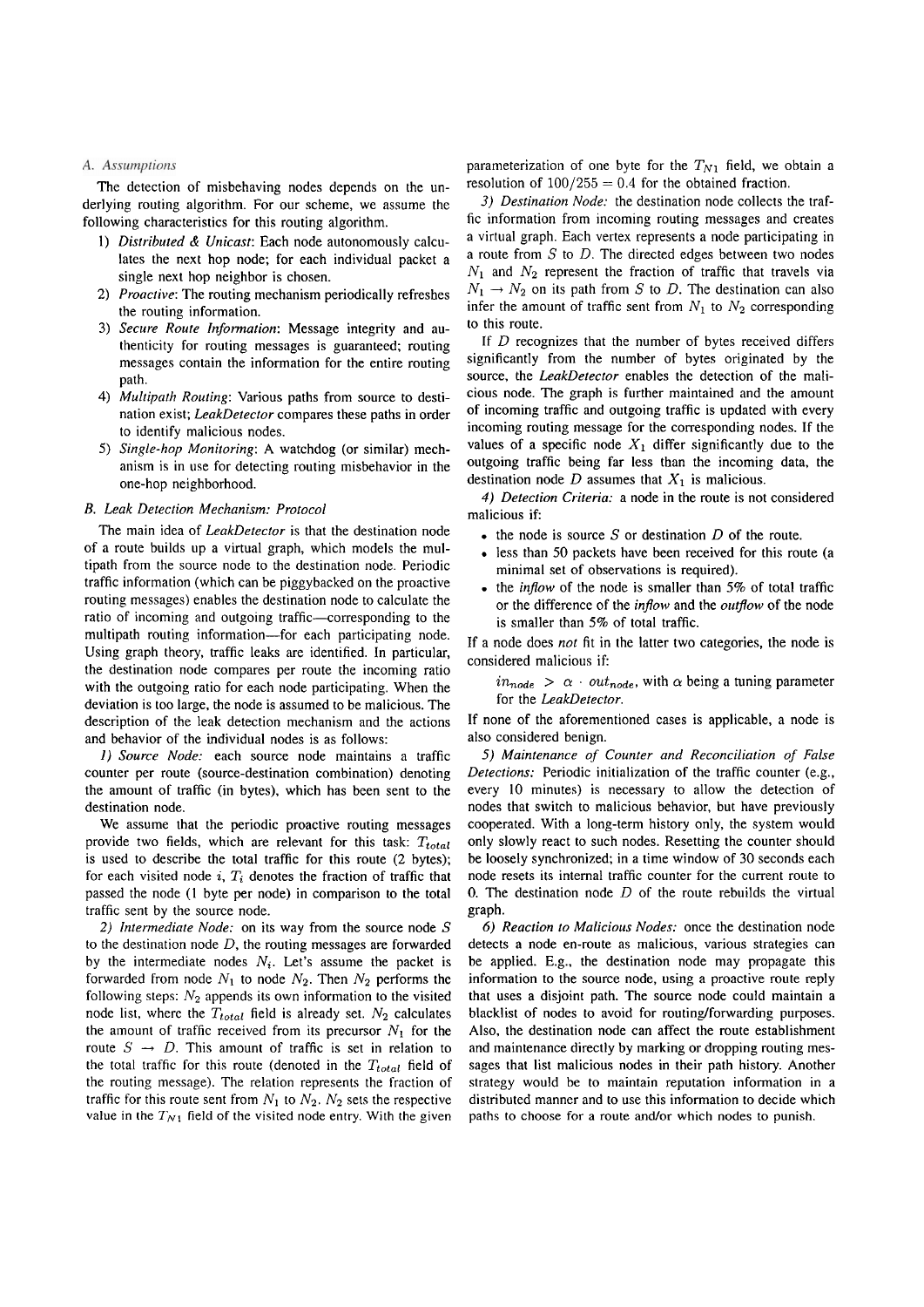### A. Assumptions

The detection of misbehaving nodes depends on the underlying routing algorithm. For our scheme, we assume the following characteristics for this routing algorithm.

1) *Distributed & Unicast*: Each node autonomously calculates the next hop node; for each individual packet a single next hop neighbor is chosen.
2) *Proactive*: The routing mechanism periodically refreshes the routing information.
3) *Secure Route Information*: Message integrity and authenticity for routing messages is guaranteed; routing messages contain the information for the entire routing path.
4) *Multipath Routing*: Various paths from source to destination exist; *LeakDetector* compares these paths in order to identify malicious nodes.
5) *Single-hop Monitoring*: A watchdog (or similar) mechanism is in use for detecting routing misbehavior in the one-hop neighborhood.

### B. Leak Detection Mechanism: Protocol

The main idea of *LeakDetector* is that the destination node of a route builds up a virtual graph, which models the multipath from the source node to the destination node. Periodic traffic information (which can be piggybacked on the proactive routing messages) enables the destination node to calculate the ratio of incoming and outgoing traffic—corresponding to the multipath routing information—for each participating node. Using graph theory, traffic leaks are identified. In particular, the destination node compares per route the incoming ratio with the outgoing ratio for each node participating. When the deviation is too large, the node is assumed to be malicious. The description of the leak detection mechanism and the actions and behavior of the individual nodes is as follows:

*1) Source Node:* each source node maintains a traffic counter per route (source-destination combination) denoting the amount of traffic (in bytes), which has been sent to the destination node.

We assume that the periodic proactive routing messages provide two fields, which are relevant for this task: $T_{total}$ is used to describe the total traffic for this route (2 bytes); for each visited node $i$, $T_i$ denotes the fraction of traffic that passed the node (1 byte per node) in comparison to the total traffic sent by the source node.

*2) Intermediate Node:* on its way from the source node $S$ to the destination node $D$, the routing messages are forwarded by the intermediate nodes $N_i$. Let's assume the packet is forwarded from node $N_1$ to node $N_2$. Then $N_2$ performs the following steps: $N_2$ appends its own information to the visited node list, where the $T_{total}$ field is already set. $N_2$ calculates the amount of traffic received from its precursor $N_1$ for the route $S \rightarrow D$. This amount of traffic is set in relation to the total traffic for this route (denoted in the $T_{total}$ field of the routing message). The relation represents the fraction of traffic for this route sent from $N_1$ to $N_2$. $N_2$ sets the respective value in the $T_{N1}$ field of the visited node entry. With the given parameterization of one byte for the $T_{N1}$ field, we obtain a resolution of $100/255 = 0.4$ for the obtained fraction.

*3) Destination Node:* the destination node collects the traffic information from incoming routing messages and creates a virtual graph. Each vertex represents a node participating in a route from $S$ to $D$. The directed edges between two nodes $N_1$ and $N_2$ represent the fraction of traffic that travels via $N_1 \rightarrow N_2$ on its path from $S$ to $D$. The destination can also infer the amount of traffic sent from $N_1$ to $N_2$ corresponding to this route.

If $D$ recognizes that the number of bytes received differs significantly from the number of bytes originated by the source, the *LeakDetector* enables the detection of the malicious node. The graph is further maintained and the amount of incoming traffic and outgoing traffic is updated with every incoming routing message for the corresponding nodes. If the values of a specific node $X_1$ differ significantly due to the outgoing traffic being far less than the incoming data, the destination node $D$ assumes that $X_1$ is malicious.

*4) Detection Criteria:* a node in the route is not considered malicious if:

- the node is source $S$ or destination $D$ of the route.
- less than 50 packets have been received for this route (a minimal set of observations is required).
- the *inflow* of the node is smaller than 5% of total traffic or the difference of the *inflow* and the *outflow* of the node is smaller than 5% of total traffic.

If a node does *not* fit in the latter two categories, the node is considered malicious if:

> $in_{node} > \alpha \cdot out_{node}$, with $\alpha$ being a tuning parameter for the *LeakDetector*.

If none of the aforementioned cases is applicable, a node is also considered benign.

*5) Maintenance of Counter and Reconciliation of False Detections:* Periodic initialization of the traffic counter (e.g., every 10 minutes) is necessary to allow the detection of nodes that switch to malicious behavior, but have previously cooperated. With a long-term history only, the system would only slowly react to such nodes. Resetting the counter should be loosely synchronized; in a time window of 30 seconds each node resets its internal traffic counter for the current route to 0. The destination node $D$ of the route rebuilds the virtual graph.

*6) Reaction to Malicious Nodes:* once the destination node detects a node en-route as malicious, various strategies can be applied. E.g., the destination node may propagate this information to the source node, using a proactive route reply that uses a disjoint path. The source node could maintain a blacklist of nodes to avoid for routing/forwarding purposes. Also, the destination node can affect the route establishment and maintenance directly by marking or dropping routing messages that list malicious nodes in their path history. Another strategy would be to maintain reputation information in a distributed manner and to use this information to decide which paths to choose for a route and/or which nodes to punish.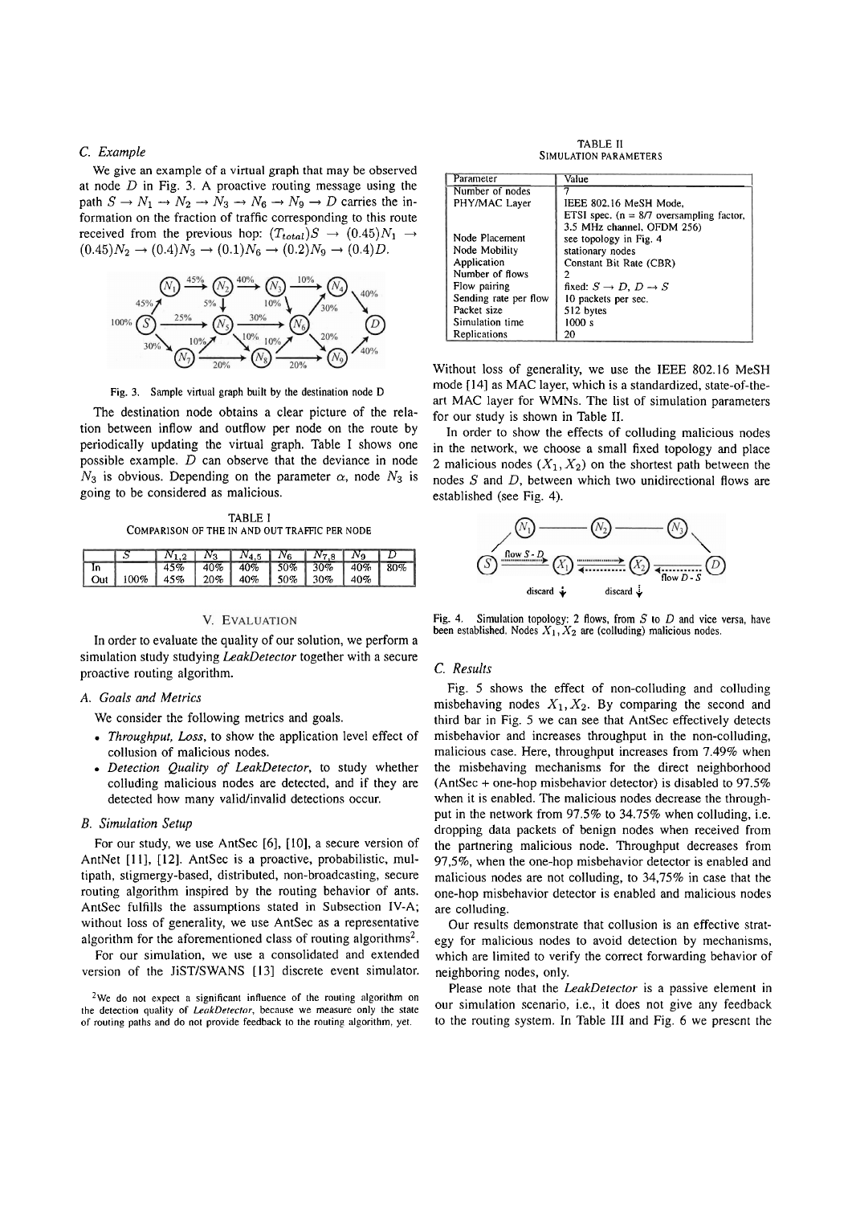### C. Example

We give an example of a virtual graph that may be observed at node $D$ in Fig. 3. A proactive routing message using the path $S \rightarrow N_1 \rightarrow N_2 \rightarrow N_3 \rightarrow N_6 \rightarrow N_9 \rightarrow D$ carries the information on the fraction of traffic corresponding to this route received from the previous hop: $(T_{total})S \rightarrow (0.45)N_1 \rightarrow (0.45)N_2 \rightarrow (0.4)N_3 \rightarrow (0.1)N_6 \rightarrow (0.2)N_9 \rightarrow (0.4)D$.

Fig. 3. Sample virtual graph built by the destination node D

The destination node obtains a clear picture of the relation between inflow and outflow per node on the route by periodically updating the virtual graph. Table I shows one possible example. $D$ can observe that the deviance in node $N_3$ is obvious. Depending on the parameter $\alpha$, node $N_3$ is going to be considered as malicious.

TABLE I
COMPARISON OF THE IN AND OUT TRAFFIC PER NODE

| | $S$ | $N_{1,2}$ | $N_3$ | $N_{4,5}$ | $N_6$ | $N_{7,8}$ | $N_9$ | $D$ |
|---|---|---|---|---|---|---|---|---|
| In | | 45% | 40% | 40% | 50% | 30% | 40% | 80% |
| Out | 100% | 45% | 20% | 40% | 50% | 30% | 40% | |

## V. Evaluation

In order to evaluate the quality of our solution, we perform a simulation study studying *LeakDetector* together with a secure proactive routing algorithm.

### A. Goals and Metrics

We consider the following metrics and goals.

- *Throughput, Loss*, to show the application level effect of collusion of malicious nodes.
- *Detection Quality of LeakDetector*, to study whether colluding malicious nodes are detected, and if they are detected how many valid/invalid detections occur.

### B. Simulation Setup

For our study, we use AntSec [6], [10], a secure version of AntNet [11], [12]. AntSec is a proactive, probabilistic, multipath, stigmergy-based, distributed, non-broadcasting, secure routing algorithm inspired by the routing behavior of ants. AntSec fulfills the assumptions stated in Subsection IV-A; without loss of generality, we use AntSec as a representative algorithm for the aforementioned class of routing algorithms[2].

For our simulation, we use a consolidated and extended version of the JiST/SWANS [13] discrete event simulator.

[2]We do not expect a significant influence of the routing algorithm on the detection quality of *LeakDetector*, because we measure only the state of routing paths and do not provide feedback to the routing algorithm, yet.

TABLE II
SIMULATION PARAMETERS

| Parameter | Value |
|---|---|
| Number of nodes | 7 |
| PHY/MAC Layer | IEEE 802.16 MeSH Mode, ETSI spec. (n = 8/7 oversampling factor, 3.5 MHz channel, OFDM 256) |
| Node Placement | see topology in Fig. 4 |
| Node Mobility | stationary nodes |
| Application | Constant Bit Rate (CBR) |
| Number of flows | 2 |
| Flow pairing | fixed: $S \rightarrow D$, $D \rightarrow S$ |
| Sending rate per flow | 10 packets per sec. |
| Packet size | 512 bytes |
| Simulation time | 1000 s |
| Replications | 20 |

Without loss of generality, we use the IEEE 802.16 MeSH mode [14] as MAC layer, which is a standardized, state-of-the-art MAC layer for WMNs. The list of simulation parameters for our study is shown in Table II.

In order to show the effects of colluding malicious nodes in the network, we choose a small fixed topology and place 2 malicious nodes ($X_1, X_2$) on the shortest path between the nodes $S$ and $D$, between which two unidirectional flows are established (see Fig. 4).

Fig. 4. Simulation topology: 2 flows, from $S$ to $D$ and vice versa, have been established. Nodes $X_1, X_2$ are (colluding) malicious nodes.

### C. Results

Fig. 5 shows the effect of non-colluding and colluding misbehaving nodes $X_1, X_2$. By comparing the second and third bar in Fig. 5 we can see that AntSec effectively detects misbehavior and increases throughput in the non-colluding, malicious case. Here, throughput increases from 7.49% when the misbehaving mechanisms for the direct neighborhood (AntSec + one-hop misbehavior detector) is disabled to 97.5% when it is enabled. The malicious nodes decrease the throughput in the network from 97.5% to 34.75% when colluding, i.e. dropping data packets of benign nodes when received from the partnering malicious node. Throughput decreases from 97,5%, when the one-hop misbehavior detector is enabled and malicious nodes are not colluding, to 34,75% in case that the one-hop misbehavior detector is enabled and malicious nodes are colluding.

Our results demonstrate that collusion is an effective strategy for malicious nodes to avoid detection by mechanisms, which are limited to verify the correct forwarding behavior of neighboring nodes, only.

Please note that the *LeakDetector* is a passive element in our simulation scenario, i.e., it does not give any feedback to the routing system. In Table III and Fig. 6 we present the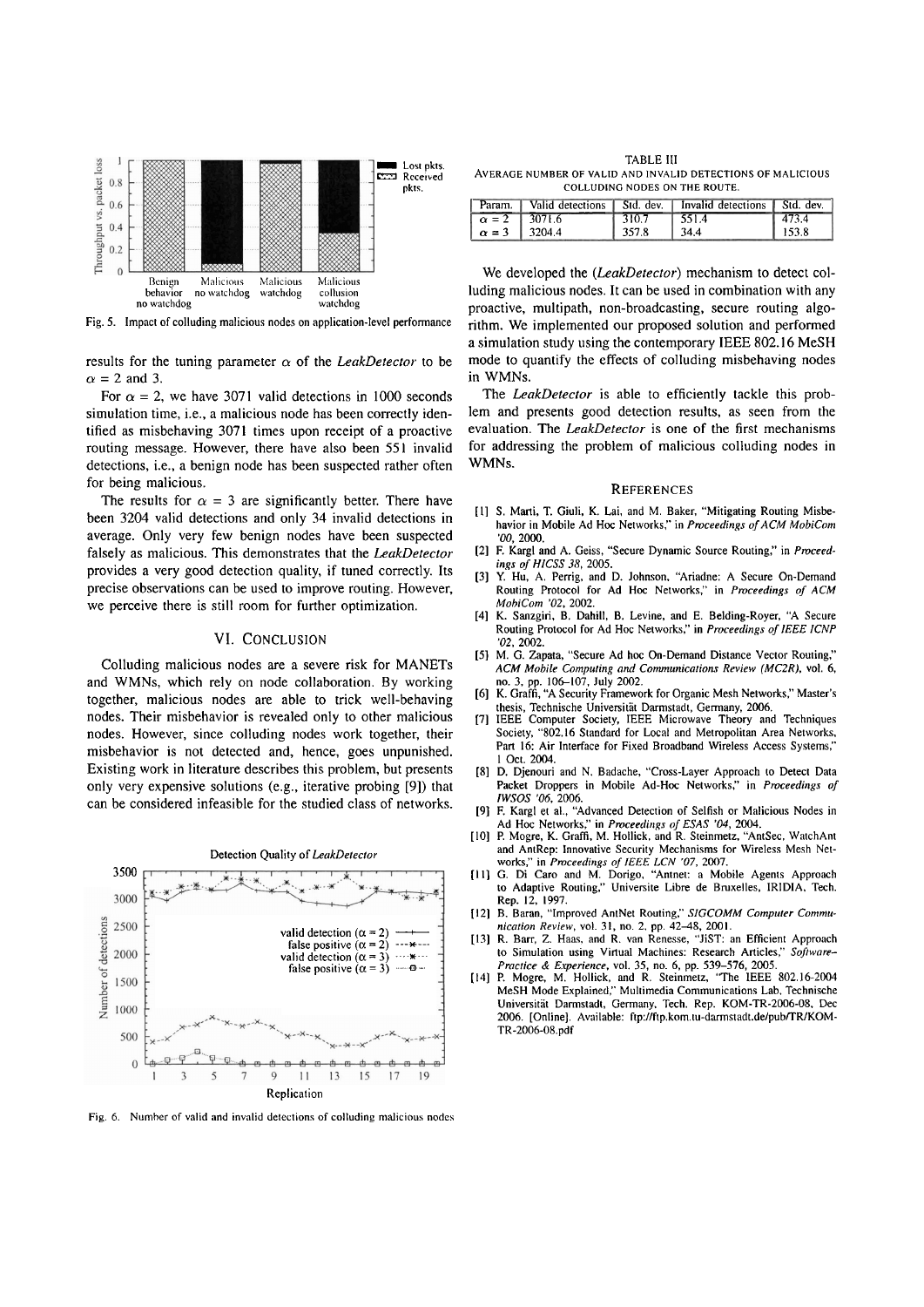Fig. 5. Impact of colluding malicious nodes on application-level performance

results for the tuning parameter $\alpha$ of the *LeakDetector* to be $\alpha = 2$ and 3.

For $\alpha = 2$, we have 3071 valid detections in 1000 seconds simulation time, i.e., a malicious node has been correctly identified as misbehaving 3071 times upon receipt of a proactive routing message. However, there have also been 551 invalid detections, i.e., a benign node has been suspected rather often for being malicious.

The results for $\alpha = 3$ are significantly better. There have been 3204 valid detections and only 34 invalid detections in average. Only very few benign nodes have been suspected falsely as malicious. This demonstrates that the *LeakDetector* provides a very good detection quality, if tuned correctly. Its precise observations can be used to improve routing. However, we perceive there is still room for further optimization.

## VI. Conclusion

Colluding malicious nodes are a severe risk for MANETs and WMNs, which rely on node collaboration. By working together, malicious nodes are able to trick well-behaving nodes. Their misbehavior is revealed only to other malicious nodes. However, since colluding nodes work together, their misbehavior is not detected and, hence, goes unpunished. Existing work in literature describes this problem, but presents only very expensive solutions (e.g., iterative probing [9]) that can be considered infeasible for the studied class of networks.

Fig. 6. Number of valid and invalid detections of colluding malicious nodes

TABLE III
AVERAGE NUMBER OF VALID AND INVALID DETECTIONS OF MALICIOUS COLLUDING NODES ON THE ROUTE.

| Param. | Valid detections | Std. dev. | Invalid detections | Std. dev. |
|---|---|---|---|---|
| $\alpha = 2$ | 3071.6 | 310.7 | 551.4 | 473.4 |
| $\alpha = 3$ | 3204.4 | 357.8 | 34.4 | 153.8 |

We developed the (*LeakDetector*) mechanism to detect colluding malicious nodes. It can be used in combination with any proactive, multipath, non-broadcasting, secure routing algorithm. We implemented our proposed solution and performed a simulation study using the contemporary IEEE 802.16 MeSH mode to quantify the effects of colluding misbehaving nodes in WMNs.

The *LeakDetector* is able to efficiently tackle this problem and presents good detection results, as seen from the evaluation. The *LeakDetector* is one of the first mechanisms for addressing the problem of malicious colluding nodes in WMNs.

## References

[1] S. Marti, T. Giuli, K. Lai, and M. Baker, "Mitigating Routing Misbehavior in Mobile Ad Hoc Networks," in *Proceedings of ACM MobiCom '00*, 2000.

[2] F. Kargl and A. Geiss, "Secure Dynamic Source Routing," in *Proceedings of HICSS 38*, 2005.

[3] Y. Hu, A. Perrig, and D. Johnson, "Ariadne: A Secure On-Demand Routing Protocol for Ad Hoc Networks," in *Proceedings of ACM MobiCom '02*, 2002.

[4] K. Sanzgiri, B. Dahill, B. Levine, and E. Belding-Royer, "A Secure Routing Protocol for Ad Hoc Networks," in *Proceedings of IEEE ICNP '02*, 2002.

[5] M. G. Zapata, "Secure Ad hoc On-Demand Distance Vector Routing," *ACM Mobile Computing and Communications Review (MC2R)*, vol. 6, no. 3, pp. 106–107, July 2002.

[6] K. Graffi, "A Security Framework for Organic Mesh Networks," Master's thesis, Technische Universität Darmstadt, Germany, 2006.

[7] IEEE Computer Society, IEEE Microwave Theory and Techniques Society, "802.16 Standard for Local and Metropolitan Area Networks, Part 16: Air Interface for Fixed Broadband Wireless Access Systems," 1 Oct. 2004.

[8] D. Djenouri and N. Badache, "Cross-Layer Approach to Detect Data Packet Droppers in Mobile Ad-Hoc Networks," in *Proceedings of IWSOS '06*, 2006.

[9] F. Kargl et al., "Advanced Detection of Selfish or Malicious Nodes in Ad Hoc Networks," in *Proceedings of ESAS '04*, 2004.

[10] P. Mogre, K. Graffi, M. Hollick, and R. Steinmetz, "AntSec, WatchAnt and AntRep: Innovative Security Mechanisms for Wireless Mesh Networks," in *Proceedings of IEEE LCN '07*, 2007.

[11] G. Di Caro and M. Dorigo, "Antnet: a Mobile Agents Approach to Adaptive Routing," Universite Libre de Bruxelles, IRIDIA, Tech. Rep. 12, 1997.

[12] B. Baran, "Improved AntNet Routing," *SIGCOMM Computer Communication Review*, vol. 31, no. 2, pp. 42–48, 2001.

[13] R. Barr, Z. Haas, and R. van Renesse, "JiST: an Efficient Approach to Simulation using Virtual Machines: Research Articles," *Software–Practice & Experience*, vol. 35, no. 6, pp. 539–576, 2005.

[14] P. Mogre, M. Hollick, and R. Steinmetz, "The IEEE 802.16-2004 MeSH Mode Explained," Multimedia Communications Lab, Technische Universität Darmstadt, Germany, Tech. Rep. KOM-TR-2006-08, Dec 2006. [Online]. Available: ftp://ftp.kom.tu-darmstadt.de/pub/TR/KOM-TR-2006-08.pdf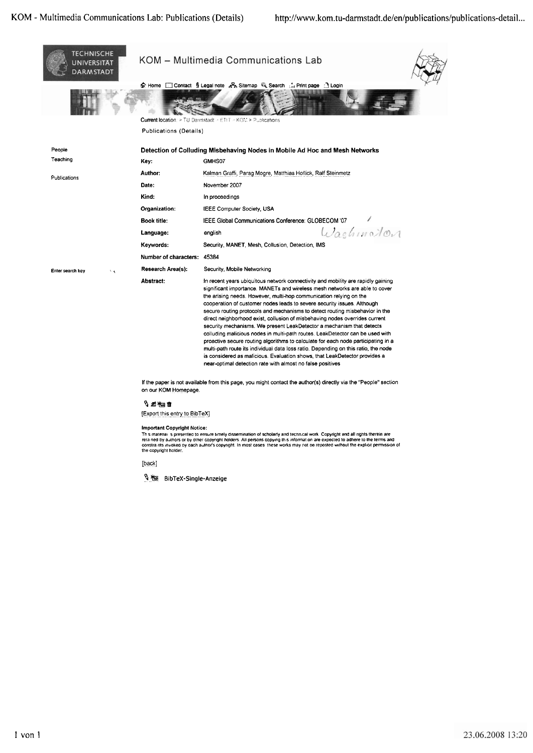TECHNISCHE UNIVERSITÄT DARMSTADT

# KOM – Multimedia Communications Lab

Home | Contact | § Legal note | Sitemap | Search | Print page | Login

Current location: > TU Darmstadt > ETIT > KOM > Publications

Publications (Details)

People

Teaching

Publications

Enter search key

## Detection of Colluding Misbehaving Nodes in Mobile Ad Hoc and Mesh Networks

| | |
|---|---|
| **Key:** | GMHS07 |
| **Author:** | Kalman Graffi, Parag Mogre, Matthias Hollick, Ralf Steinmetz |
| **Date:** | November 2007 |
| **Kind:** | In proceedings |
| **Organization:** | IEEE Computer Society, USA |
| **Book title:** | IEEE Global Communications Conference: GLOBECOM '07 / Washington |
| **Language:** | english |
| **Keywords:** | Security, MANET, Mesh, Collusion, Detection, IMS |
| **Number of characters:** | 45384 |
| **Research Area(s):** | Security, Mobile Networking |
| **Abstract:** | In recent years ubiquitous network connectivity and mobility are rapidly gaining significant importance. MANETs and wireless mesh networks are able to cover the arising needs. However, multi-hop communication relying on the cooperation of customer nodes leads to severe security issues. Although secure routing protocols and mechanisms to detect routing misbehavior in the direct neighborhood exist, collusion of misbehaving nodes overrides current security mechanisms. We present LeakDetector a mechanism that detects colluding malicious nodes in multi-path routes. LeakDetector can be used with proactive secure routing algorithms to calculate for each node participating in a multi-path route its individual data loss ratio. Depending on this ratio, the node is considered as malicious. Evaluation shows, that LeakDetector provides a near-optimal detection rate with almost no false positives |

If the paper is not available from this page, you might contact the author(s) directly via the "People" section on our KOM Homepage.

[Export this entry to BibTeX]

**Important Copyright Notice:**
This material is presented to ensure timely dissemination of scholarly and technical work. Copyright and all rights therein are retained by authors or by other copyright holders. All persons copying this information are expected to adhere to the terms and constraints invoked by each author's copyright. In most cases, these works may not be reposted without the explicit permission of the copyright holder.

[back]

BibTeX-Single-Anzeige